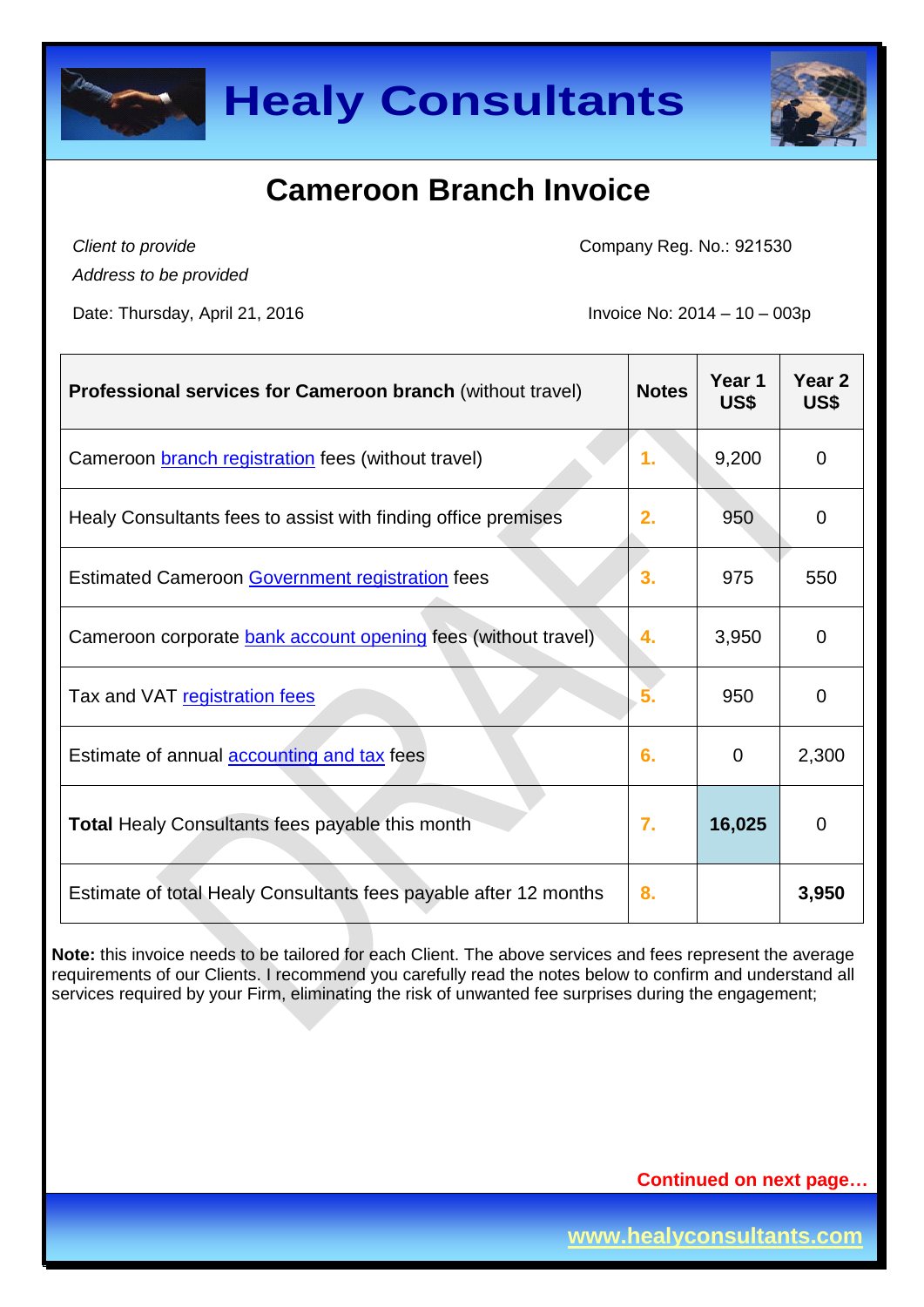# Healy Consultants

## Cameroon Branch Invoice

*Client to provide*
*Address to be provided*

Company Reg. No.: 921530

Date: Thursday, April 21, 2016

Invoice No: 2014 – 10 – 003p

| **Professional services for Cameroon branch** (without travel) | **Notes** | **Year 1 US$** | **Year 2 US$** |
|---|---|---|---|
| Cameroon branch registration fees (without travel) | 1. | 9,200 | 0 |
| Healy Consultants fees to assist with finding office premises | 2. | 950 | 0 |
| Estimated Cameroon Government registration fees | 3. | 975 | 550 |
| Cameroon corporate bank account opening fees (without travel) | 4. | 3,950 | 0 |
| Tax and VAT registration fees | 5. | 950 | 0 |
| Estimate of annual accounting and tax fees | 6. | 0 | 2,300 |
| **Total** Healy Consultants fees payable this month | 7. | **16,025** | 0 |
| Estimate of total Healy Consultants fees payable after 12 months | 8. | | **3,950** |

**Note:** this invoice needs to be tailored for each Client. The above services and fees represent the average requirements of our Clients. I recommend you carefully read the notes below to confirm and understand all services required by your Firm, eliminating the risk of unwanted fee surprises during the engagement;

**Continued on next page…**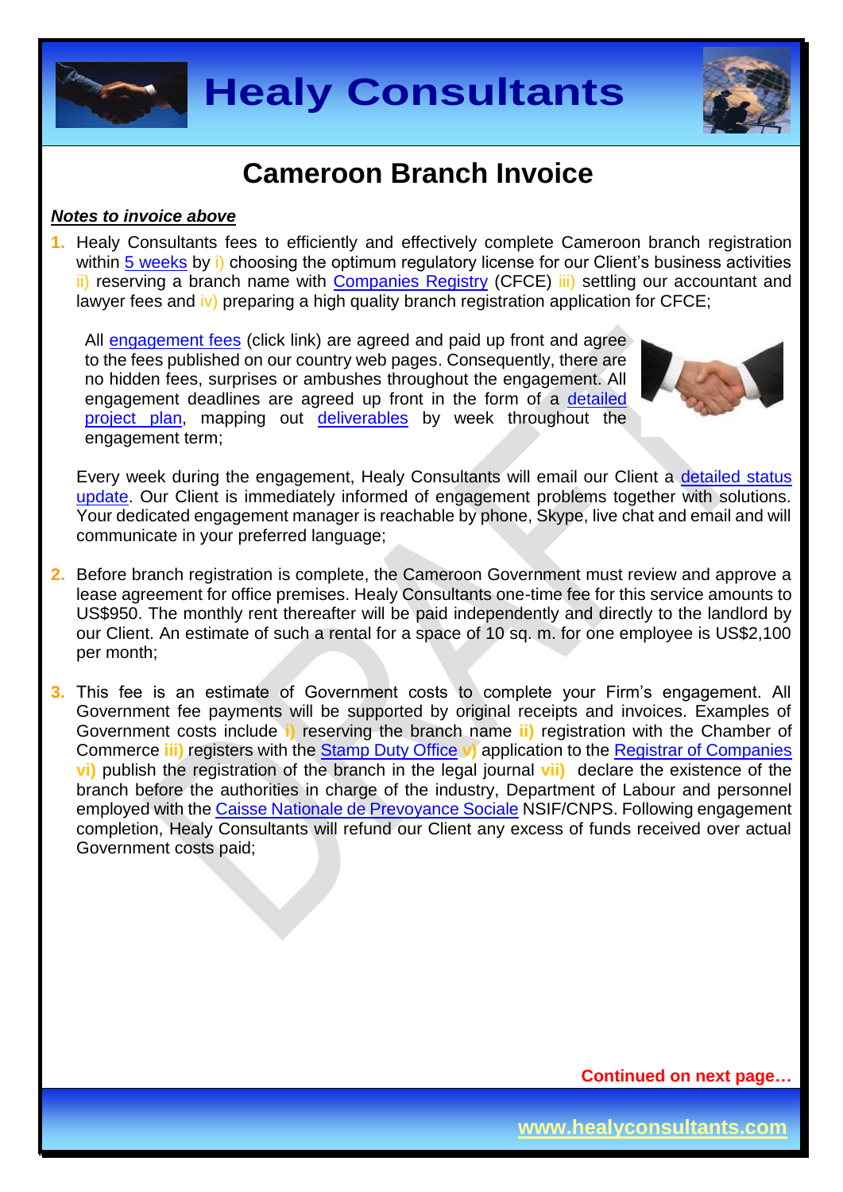# Cameroon Branch Invoice

***Notes to invoice above***

1. Healy Consultants fees to efficiently and effectively complete Cameroon branch registration within 5 weeks by i) choosing the optimum regulatory license for our Client's business activities ii) reserving a branch name with Companies Registry (CFCE) iii) settling our accountant and lawyer fees and iv) preparing a high quality branch registration application for CFCE;

   All engagement fees (click link) are agreed and paid up front and agree to the fees published on our country web pages. Consequently, there are no hidden fees, surprises or ambushes throughout the engagement. All engagement deadlines are agreed up front in the form of a detailed project plan, mapping out deliverables by week throughout the engagement term;

   Every week during the engagement, Healy Consultants will email our Client a detailed status update. Our Client is immediately informed of engagement problems together with solutions. Your dedicated engagement manager is reachable by phone, Skype, live chat and email and will communicate in your preferred language;

2. Before branch registration is complete, the Cameroon Government must review and approve a lease agreement for office premises. Healy Consultants one-time fee for this service amounts to US$950. The monthly rent thereafter will be paid independently and directly to the landlord by our Client. An estimate of such a rental for a space of 10 sq. m. for one employee is US$2,100 per month;

3. This fee is an estimate of Government costs to complete your Firm's engagement. All Government fee payments will be supported by original receipts and invoices. Examples of Government costs include **i)** reserving the branch name **ii)** registration with the Chamber of Commerce **iii)** registers with the Stamp Duty Office **v)** application to the Registrar of Companies **vi)** publish the registration of the branch in the legal journal **vii)** declare the existence of the branch before the authorities in charge of the industry, Department of Labour and personnel employed with the Caisse Nationale de Prevoyance Sociale NSIF/CNPS. Following engagement completion, Healy Consultants will refund our Client any excess of funds received over actual Government costs paid;

**Continued on next page…**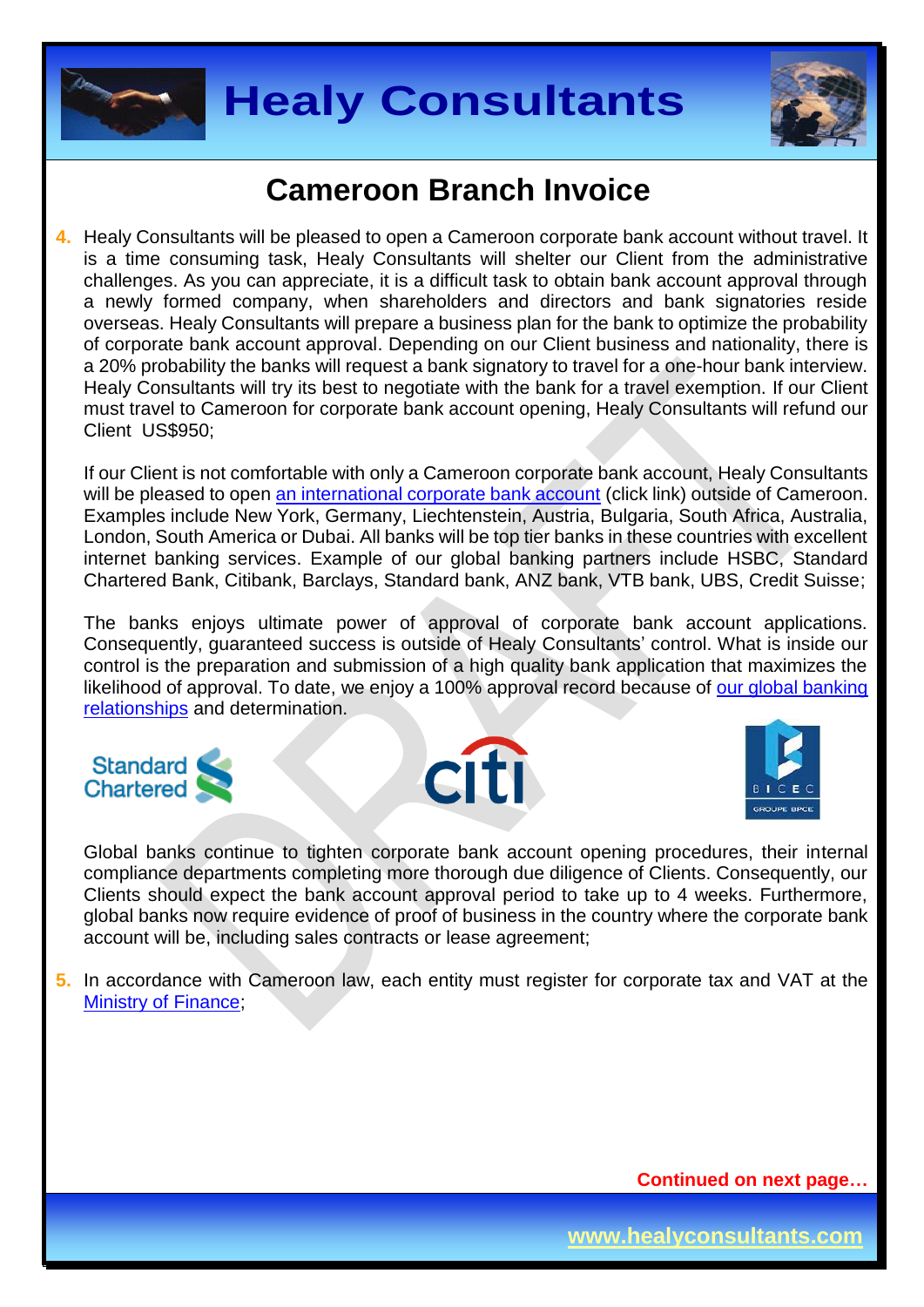# Cameroon Branch Invoice

4. Healy Consultants will be pleased to open a Cameroon corporate bank account without travel. It is a time consuming task, Healy Consultants will shelter our Client from the administrative challenges. As you can appreciate, it is a difficult task to obtain bank account approval through a newly formed company, when shareholders and directors and bank signatories reside overseas. Healy Consultants will prepare a business plan for the bank to optimize the probability of corporate bank account approval. Depending on our Client business and nationality, there is a 20% probability the banks will request a bank signatory to travel for a one-hour bank interview. Healy Consultants will try its best to negotiate with the bank for a travel exemption. If our Client must travel to Cameroon for corporate bank account opening, Healy Consultants will refund our Client US$950;

   If our Client is not comfortable with only a Cameroon corporate bank account, Healy Consultants will be pleased to open an international corporate bank account (click link) outside of Cameroon. Examples include New York, Germany, Liechtenstein, Austria, Bulgaria, South Africa, Australia, London, South America or Dubai. All banks will be top tier banks in these countries with excellent internet banking services. Example of our global banking partners include HSBC, Standard Chartered Bank, Citibank, Barclays, Standard bank, ANZ bank, VTB bank, UBS, Credit Suisse;

   The banks enjoys ultimate power of approval of corporate bank account applications. Consequently, guaranteed success is outside of Healy Consultants' control. What is inside our control is the preparation and submission of a high quality bank application that maximizes the likelihood of approval. To date, we enjoy a 100% approval record because of our global banking relationships and determination.

   Global banks continue to tighten corporate bank account opening procedures, their internal compliance departments completing more thorough due diligence of Clients. Consequently, our Clients should expect the bank account approval period to take up to 4 weeks. Furthermore, global banks now require evidence of proof of business in the country where the corporate bank account will be, including sales contracts or lease agreement;

5. In accordance with Cameroon law, each entity must register for corporate tax and VAT at the Ministry of Finance;

**Continued on next page…**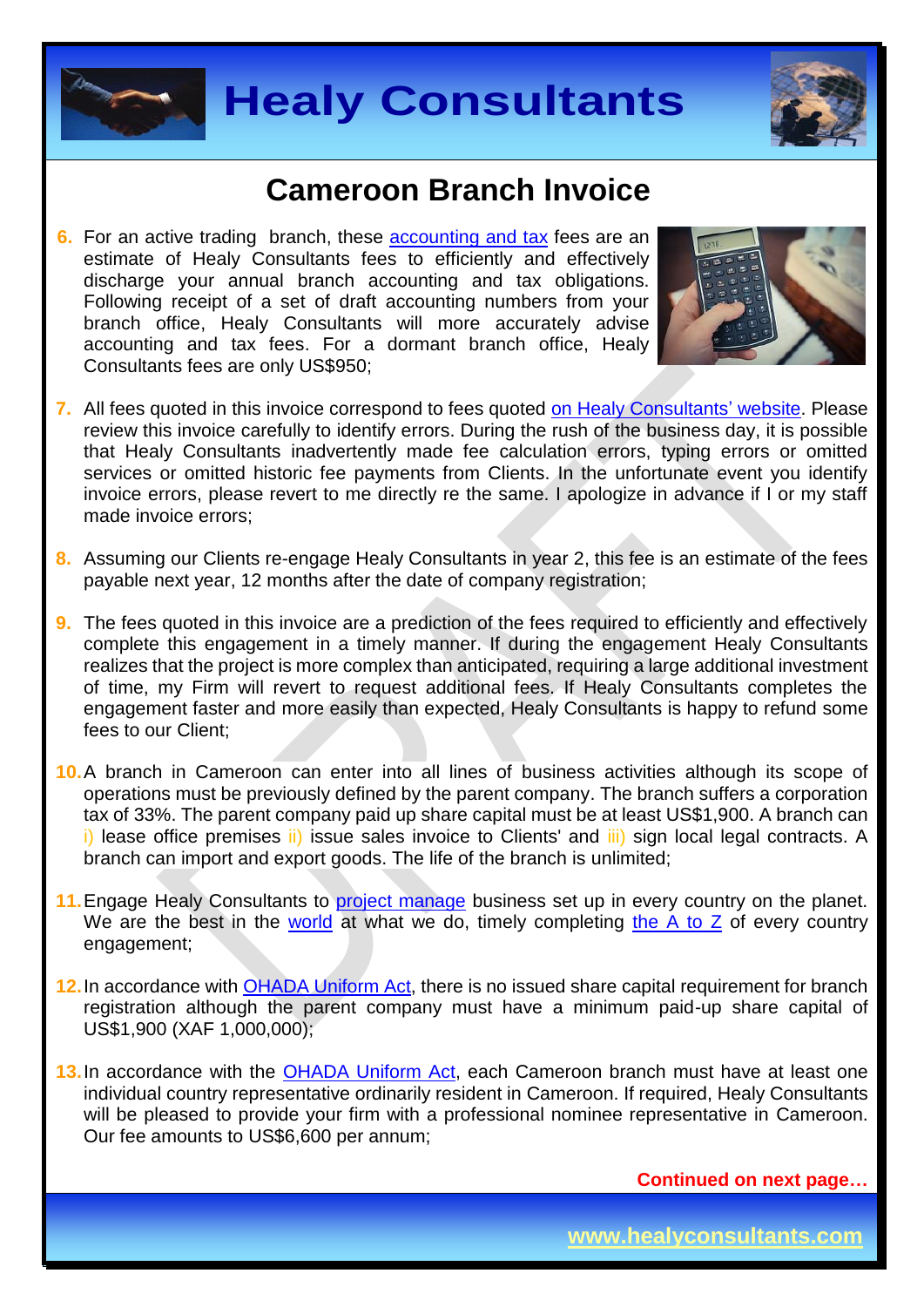## Cameroon Branch Invoice

6. For an active trading branch, these accounting and tax fees are an estimate of Healy Consultants fees to efficiently and effectively discharge your annual branch accounting and tax obligations. Following receipt of a set of draft accounting numbers from your branch office, Healy Consultants will more accurately advise accounting and tax fees. For a dormant branch office, Healy Consultants fees are only US$950;

7. All fees quoted in this invoice correspond to fees quoted on Healy Consultants' website. Please review this invoice carefully to identify errors. During the rush of the business day, it is possible that Healy Consultants inadvertently made fee calculation errors, typing errors or omitted services or omitted historic fee payments from Clients. In the unfortunate event you identify invoice errors, please revert to me directly re the same. I apologize in advance if I or my staff made invoice errors;

8. Assuming our Clients re-engage Healy Consultants in year 2, this fee is an estimate of the fees payable next year, 12 months after the date of company registration;

9. The fees quoted in this invoice are a prediction of the fees required to efficiently and effectively complete this engagement in a timely manner. If during the engagement Healy Consultants realizes that the project is more complex than anticipated, requiring a large additional investment of time, my Firm will revert to request additional fees. If Healy Consultants completes the engagement faster and more easily than expected, Healy Consultants is happy to refund some fees to our Client;

10. A branch in Cameroon can enter into all lines of business activities although its scope of operations must be previously defined by the parent company. The branch suffers a corporation tax of 33%. The parent company paid up share capital must be at least US$1,900. A branch can i) lease office premises ii) issue sales invoice to Clients' and iii) sign local legal contracts. A branch can import and export goods. The life of the branch is unlimited;

11. Engage Healy Consultants to project manage business set up in every country on the planet. We are the best in the world at what we do, timely completing the A to Z of every country engagement;

12. In accordance with OHADA Uniform Act, there is no issued share capital requirement for branch registration although the parent company must have a minimum paid-up share capital of US$1,900 (XAF 1,000,000);

13. In accordance with the OHADA Uniform Act, each Cameroon branch must have at least one individual country representative ordinarily resident in Cameroon. If required, Healy Consultants will be pleased to provide your firm with a professional nominee representative in Cameroon. Our fee amounts to US$6,600 per annum;

**Continued on next page…**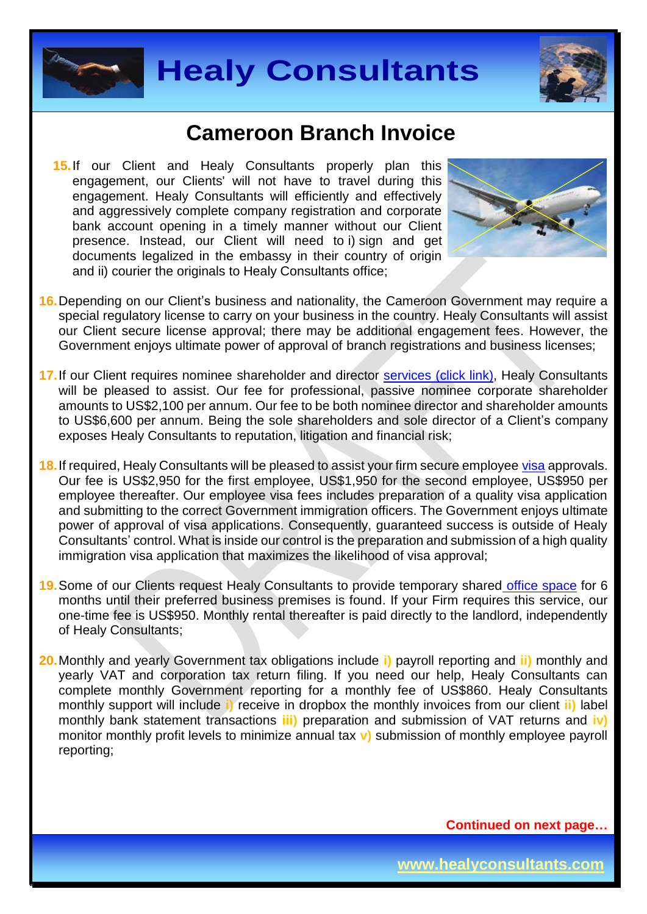# Cameroon Branch Invoice

15. If our Client and Healy Consultants properly plan this engagement, our Clients' will not have to travel during this engagement. Healy Consultants will efficiently and effectively and aggressively complete company registration and corporate bank account opening in a timely manner without our Client presence. Instead, our Client will need to i) sign and get documents legalized in the embassy in their country of origin and ii) courier the originals to Healy Consultants office;

16. Depending on our Client's business and nationality, the Cameroon Government may require a special regulatory license to carry on your business in the country. Healy Consultants will assist our Client secure license approval; there may be additional engagement fees. However, the Government enjoys ultimate power of approval of branch registrations and business licenses;

17. If our Client requires nominee shareholder and director services (click link), Healy Consultants will be pleased to assist. Our fee for professional, passive nominee corporate shareholder amounts to US$2,100 per annum. Our fee to be both nominee director and shareholder amounts to US$6,600 per annum. Being the sole shareholders and sole director of a Client's company exposes Healy Consultants to reputation, litigation and financial risk;

18. If required, Healy Consultants will be pleased to assist your firm secure employee visa approvals. Our fee is US$2,950 for the first employee, US$1,950 for the second employee, US$950 per employee thereafter. Our employee visa fees includes preparation of a quality visa application and submitting to the correct Government immigration officers. The Government enjoys ultimate power of approval of visa applications. Consequently, guaranteed success is outside of Healy Consultants' control. What is inside our control is the preparation and submission of a high quality immigration visa application that maximizes the likelihood of visa approval;

19. Some of our Clients request Healy Consultants to provide temporary shared office space for 6 months until their preferred business premises is found. If your Firm requires this service, our one-time fee is US$950. Monthly rental thereafter is paid directly to the landlord, independently of Healy Consultants;

20. Monthly and yearly Government tax obligations include **i)** payroll reporting and **ii)** monthly and yearly VAT and corporation tax return filing. If you need our help, Healy Consultants can complete monthly Government reporting for a monthly fee of US$860. Healy Consultants monthly support will include **i)** receive in dropbox the monthly invoices from our client **ii)** label monthly bank statement transactions **iii)** preparation and submission of VAT returns and **iv)** monitor monthly profit levels to minimize annual tax **v)** submission of monthly employee payroll reporting;

**Continued on next page…**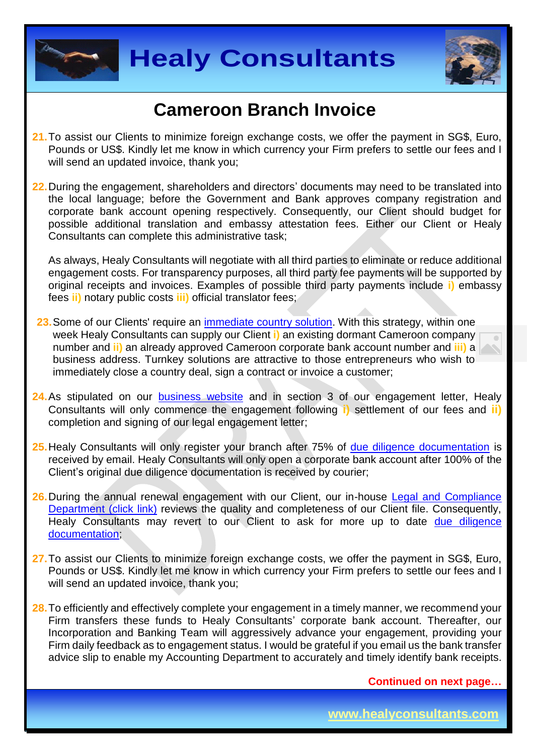# Cameroon Branch Invoice

21. To assist our Clients to minimize foreign exchange costs, we offer the payment in SG$, Euro, Pounds or US$. Kindly let me know in which currency your Firm prefers to settle our fees and I will send an updated invoice, thank you;

22. During the engagement, shareholders and directors' documents may need to be translated into the local language; before the Government and Bank approves company registration and corporate bank account opening respectively. Consequently, our Client should budget for possible additional translation and embassy attestation fees. Either our Client or Healy Consultants can complete this administrative task;

    As always, Healy Consultants will negotiate with all third parties to eliminate or reduce additional engagement costs. For transparency purposes, all third party fee payments will be supported by original receipts and invoices. Examples of possible third party payments include **i)** embassy fees **ii)** notary public costs **iii)** official translator fees;

23. Some of our Clients' require an [immediate country solution](). With this strategy, within one week Healy Consultants can supply our Client **i)** an existing dormant Cameroon company number and **ii)** an already approved Cameroon corporate bank account number and **iii)** a business address. Turnkey solutions are attractive to those entrepreneurs who wish to immediately close a country deal, sign a contract or invoice a customer;

24. As stipulated on our [business website]() and in section 3 of our engagement letter, Healy Consultants will only commence the engagement following **i)** settlement of our fees and **ii)** completion and signing of our legal engagement letter;

25. Healy Consultants will only register your branch after 75% of [due diligence documentation]() is received by email. Healy Consultants will only open a corporate bank account after 100% of the Client's original due diligence documentation is received by courier;

26. During the annual renewal engagement with our Client, our in-house [Legal and Compliance Department (click link)]() reviews the quality and completeness of our Client file. Consequently, Healy Consultants may revert to our Client to ask for more up to date [due diligence documentation]();

27. To assist our Clients to minimize foreign exchange costs, we offer the payment in SG$, Euro, Pounds or US$. Kindly let me know in which currency your Firm prefers to settle our fees and I will send an updated invoice, thank you;

28. To efficiently and effectively complete your engagement in a timely manner, we recommend your Firm transfers these funds to Healy Consultants' corporate bank account. Thereafter, our Incorporation and Banking Team will aggressively advance your engagement, providing your Firm daily feedback as to engagement status. I would be grateful if you email us the bank transfer advice slip to enable my Accounting Department to accurately and timely identify bank receipts.

**Continued on next page…**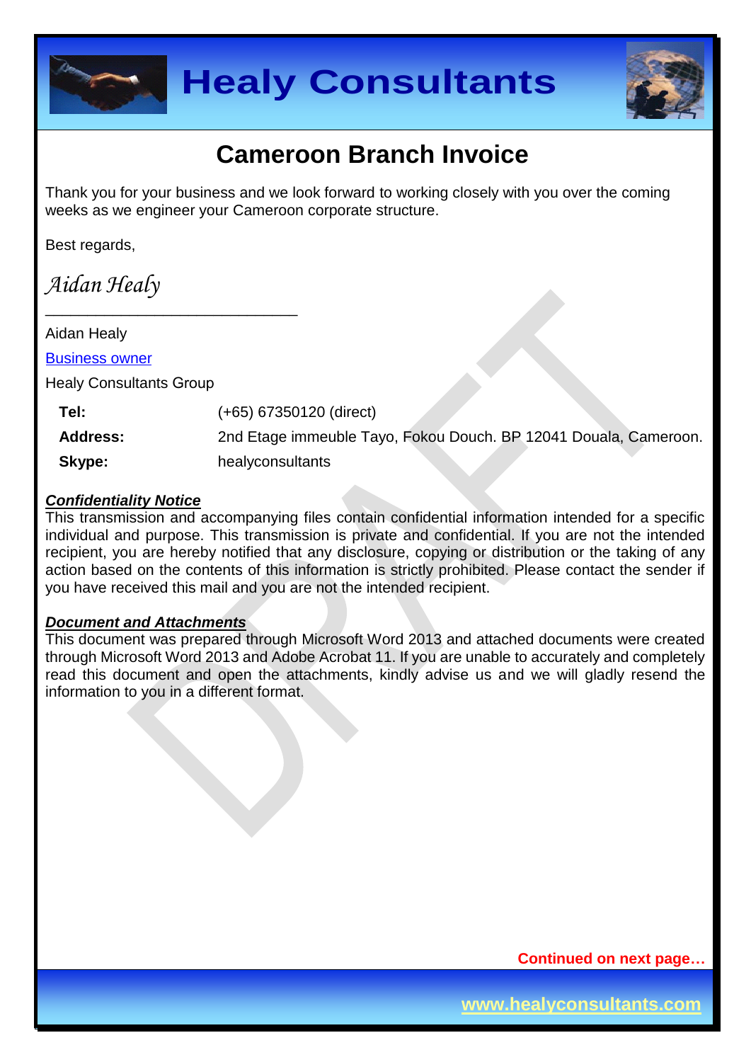# Cameroon Branch Invoice

Thank you for your business and we look forward to working closely with you over the coming weeks as we engineer your Cameroon corporate structure.

Best regards,

*Aidan Healy*

______________________________

Aidan Healy

[Business owner]

Healy Consultants Group

| | |
|---|---|
| **Tel:** | (+65) 67350120 (direct) |
| **Address:** | 2nd Etage immeuble Tayo, Fokou Douch. BP 12041 Douala, Cameroon. |
| **Skype:** | healyconsultants |

***Confidentiality Notice***

This transmission and accompanying files contain confidential information intended for a specific individual and purpose. This transmission is private and confidential. If you are not the intended recipient, you are hereby notified that any disclosure, copying or distribution or the taking of any action based on the contents of this information is strictly prohibited. Please contact the sender if you have received this mail and you are not the intended recipient.

***Document and Attachments***

This document was prepared through Microsoft Word 2013 and attached documents were created through Microsoft Word 2013 and Adobe Acrobat 11. If you are unable to accurately and completely read this document and open the attachments, kindly advise us and we will gladly resend the information to you in a different format.

**Continued on next page…**